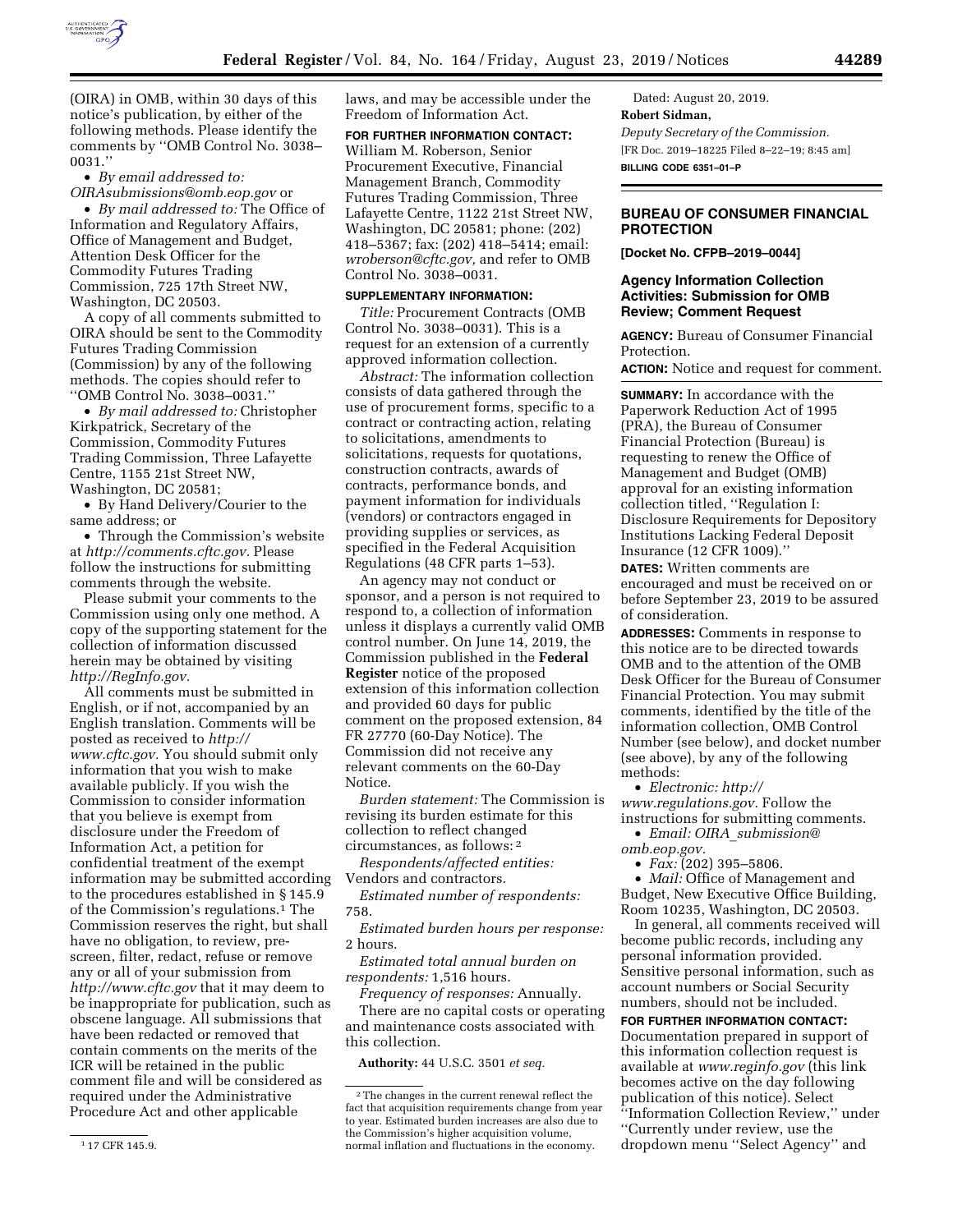(OIRA) in OMB, within 30 days of this notice's publication, by either of the following methods. Please identify the comments by ''OMB Control No. 3038–0031.''

• *By email addressed to: OIRAsubmissions@omb.eop.gov* or

• *By mail addressed to:* The Office of Information and Regulatory Affairs, Office of Management and Budget, Attention Desk Officer for the Commodity Futures Trading Commission, 725 17th Street NW, Washington, DC 20503.

A copy of all comments submitted to OIRA should be sent to the Commodity Futures Trading Commission (Commission) by any of the following methods. The copies should refer to ''OMB Control No. 3038–0031.''

• *By mail addressed to:* Christopher Kirkpatrick, Secretary of the Commission, Commodity Futures Trading Commission, Three Lafayette Centre, 1155 21st Street NW, Washington, DC 20581;

• By Hand Delivery/Courier to the same address; or

• Through the Commission's website at *http://comments.cftc.gov.* Please follow the instructions for submitting comments through the website.

Please submit your comments to the Commission using only one method. A copy of the supporting statement for the collection of information discussed herein may be obtained by visiting *http://RegInfo.gov.*

All comments must be submitted in English, or if not, accompanied by an English translation. Comments will be posted as received to *http://www.cftc.gov.* You should submit only information that you wish to make available publicly. If you wish the Commission to consider information that you believe is exempt from disclosure under the Freedom of Information Act, a petition for confidential treatment of the exempt information may be submitted according to the procedures established in § 145.9 of the Commission's regulations.[1] The Commission reserves the right, but shall have no obligation, to review, pre-screen, filter, redact, refuse or remove any or all of your submission from *http://www.cftc.gov* that it may deem to be inappropriate for publication, such as obscene language. All submissions that have been redacted or removed that contain comments on the merits of the ICR will be retained in the public comment file and will be considered as required under the Administrative Procedure Act and other applicable laws, and may be accessible under the Freedom of Information Act.

[1] 17 CFR 145.9.

**FOR FURTHER INFORMATION CONTACT:** William M. Roberson, Senior Procurement Executive, Financial Management Branch, Commodity Futures Trading Commission, Three Lafayette Centre, 1122 21st Street NW, Washington, DC 20581; phone: (202) 418–5367; fax: (202) 418–5414; email: *wroberson@cftc.gov,* and refer to OMB Control No. 3038–0031.

**SUPPLEMENTARY INFORMATION:**

*Title:* Procurement Contracts (OMB Control No. 3038–0031). This is a request for an extension of a currently approved information collection.

*Abstract:* The information collection consists of data gathered through the use of procurement forms, specific to a contract or contracting action, relating to solicitations, amendments to solicitations, requests for quotations, construction contracts, awards of contracts, performance bonds, and payment information for individuals (vendors) or contractors engaged in providing supplies or services, as specified in the Federal Acquisition Regulations (48 CFR parts 1–53).

An agency may not conduct or sponsor, and a person is not required to respond to, a collection of information unless it displays a currently valid OMB control number. On June 14, 2019, the Commission published in the **Federal Register** notice of the proposed extension of this information collection and provided 60 days for public comment on the proposed extension, 84 FR 27770 (60-Day Notice). The Commission did not receive any relevant comments on the 60-Day Notice.

*Burden statement:* The Commission is revising its burden estimate for this collection to reflect changed circumstances, as follows:[2]

*Respondents/affected entities:* Vendors and contractors.

*Estimated number of respondents:* 758.

*Estimated burden hours per response:* 2 hours.

*Estimated total annual burden on respondents:* 1,516 hours.

*Frequency of responses:* Annually.

There are no capital costs or operating and maintenance costs associated with this collection.

**Authority:** 44 U.S.C. 3501 *et seq.*

[2] The changes in the current renewal reflect the fact that acquisition requirements change from year to year. Estimated burden increases are also due to the Commission's higher acquisition volume, normal inflation and fluctuations in the economy.

Dated: August 20, 2019.

**Robert Sidman,**

*Deputy Secretary of the Commission.*

[FR Doc. 2019–18225 Filed 8–22–19; 8:45 am]

**BILLING CODE 6351–01–P**

## BUREAU OF CONSUMER FINANCIAL PROTECTION

**[Docket No. CFPB–2019–0044]**

### Agency Information Collection Activities: Submission for OMB Review; Comment Request

**AGENCY:** Bureau of Consumer Financial Protection.

**ACTION:** Notice and request for comment.

**SUMMARY:** In accordance with the Paperwork Reduction Act of 1995 (PRA), the Bureau of Consumer Financial Protection (Bureau) is requesting to renew the Office of Management and Budget (OMB) approval for an existing information collection titled, ''Regulation I: Disclosure Requirements for Depository Institutions Lacking Federal Deposit Insurance (12 CFR 1009).''

**DATES:** Written comments are encouraged and must be received on or before September 23, 2019 to be assured of consideration.

**ADDRESSES:** Comments in response to this notice are to be directed towards OMB and to the attention of the OMB Desk Officer for the Bureau of Consumer Financial Protection. You may submit comments, identified by the title of the information collection, OMB Control Number (see below), and docket number (see above), by any of the following methods:

• *Electronic: http://www.regulations.gov.* Follow the instructions for submitting comments.

• *Email: OIRA_submission@omb.eop.gov.*

• *Fax:* (202) 395–5806.

• *Mail:* Office of Management and Budget, New Executive Office Building, Room 10235, Washington, DC 20503.

In general, all comments received will become public records, including any personal information provided. Sensitive personal information, such as account numbers or Social Security numbers, should not be included.

**FOR FURTHER INFORMATION CONTACT:** Documentation prepared in support of this information collection request is available at *www.reginfo.gov* (this link becomes active on the day following publication of this notice). Select ''Information Collection Review,'' under ''Currently under review, use the dropdown menu ''Select Agency'' and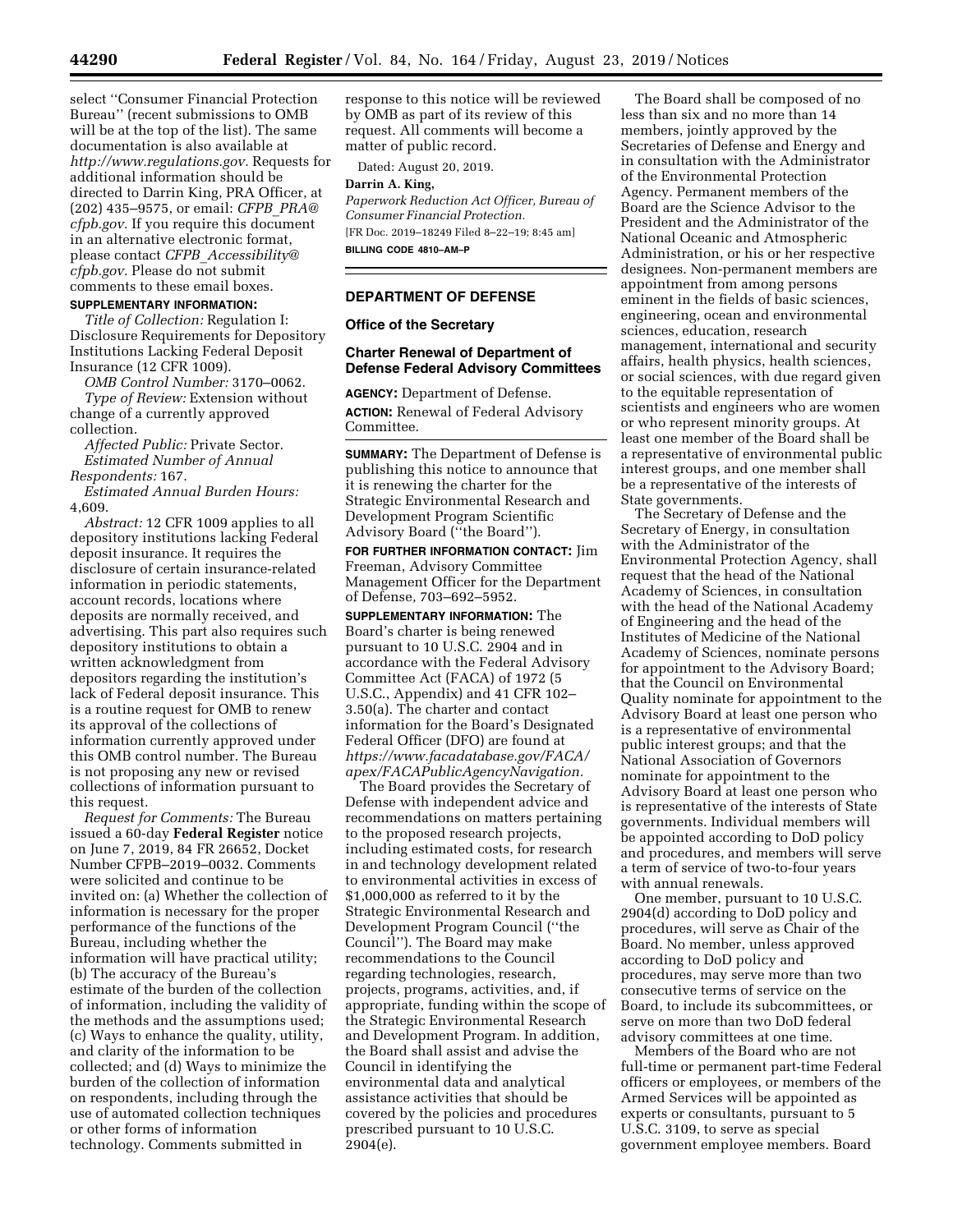select ''Consumer Financial Protection Bureau'' (recent submissions to OMB will be at the top of the list). The same documentation is also available at *http://www.regulations.gov.* Requests for additional information should be directed to Darrin King, PRA Officer, at (202) 435–9575, or email: *CFPB_PRA@cfpb.gov.* If you require this document in an alternative electronic format, please contact *CFPB_Accessibility@cfpb.gov.* Please do not submit comments to these email boxes.

**SUPPLEMENTARY INFORMATION:**

*Title of Collection:* Regulation I: Disclosure Requirements for Depository Institutions Lacking Federal Deposit Insurance (12 CFR 1009).

*OMB Control Number:* 3170–0062.

*Type of Review:* Extension without change of a currently approved collection.

*Affected Public:* Private Sector.

*Estimated Number of Annual Respondents:* 167.

*Estimated Annual Burden Hours:* 4,609.

*Abstract:* 12 CFR 1009 applies to all depository institutions lacking Federal deposit insurance. It requires the disclosure of certain insurance-related information in periodic statements, account records, locations where deposits are normally received, and advertising. This part also requires such depository institutions to obtain a written acknowledgment from depositors regarding the institution's lack of Federal deposit insurance. This is a routine request for OMB to renew its approval of the collections of information currently approved under this OMB control number. The Bureau is not proposing any new or revised collections of information pursuant to this request.

*Request for Comments:* The Bureau issued a 60-day **Federal Register** notice on June 7, 2019, 84 FR 26652, Docket Number CFPB–2019–0032. Comments were solicited and continue to be invited on: (a) Whether the collection of information is necessary for the proper performance of the functions of the Bureau, including whether the information will have practical utility; (b) The accuracy of the Bureau's estimate of the burden of the collection of information, including the validity of the methods and the assumptions used; (c) Ways to enhance the quality, utility, and clarity of the information to be collected; and (d) Ways to minimize the burden of the collection of information on respondents, including through the use of automated collection techniques or other forms of information technology. Comments submitted in response to this notice will be reviewed by OMB as part of its review of this request. All comments will become a matter of public record.

Dated: August 20, 2019.

**Darrin A. King,**

*Paperwork Reduction Act Officer, Bureau of Consumer Financial Protection.*

[FR Doc. 2019–18249 Filed 8–22–19; 8:45 am]

**BILLING CODE 4810–AM–P**

---

## DEPARTMENT OF DEFENSE

### Office of the Secretary

### Charter Renewal of Department of Defense Federal Advisory Committees

**AGENCY:** Department of Defense.

**ACTION:** Renewal of Federal Advisory Committee.

**SUMMARY:** The Department of Defense is publishing this notice to announce that it is renewing the charter for the Strategic Environmental Research and Development Program Scientific Advisory Board (''the Board'').

**FOR FURTHER INFORMATION CONTACT:** Jim Freeman, Advisory Committee Management Officer for the Department of Defense, 703–692–5952.

**SUPPLEMENTARY INFORMATION:** The Board's charter is being renewed pursuant to 10 U.S.C. 2904 and in accordance with the Federal Advisory Committee Act (FACA) of 1972 (5 U.S.C., Appendix) and 41 CFR 102–3.50(a). The charter and contact information for the Board's Designated Federal Officer (DFO) are found at *https://www.facadatabase.gov/FACA/apex/FACAPublicAgencyNavigation.*

The Board provides the Secretary of Defense with independent advice and recommendations on matters pertaining to the proposed research projects, including estimated costs, for research in and technology development related to environmental activities in excess of $1,000,000 as referred to it by the Strategic Environmental Research and Development Program Council (''the Council''). The Board may make recommendations to the Council regarding technologies, research, projects, programs, activities, and, if appropriate, funding within the scope of the Strategic Environmental Research and Development Program. In addition, the Board shall assist and advise the Council in identifying the environmental data and analytical assistance activities that should be covered by the policies and procedures prescribed pursuant to 10 U.S.C. 2904(e).

The Board shall be composed of no less than six and no more than 14 members, jointly approved by the Secretaries of Defense and Energy and in consultation with the Administrator of the Environmental Protection Agency. Permanent members of the Board are the Science Advisor to the President and the Administrator of the National Oceanic and Atmospheric Administration, or his or her respective designees. Non-permanent members are appointment from among persons eminent in the fields of basic sciences, engineering, ocean and environmental sciences, education, research management, international and security affairs, health physics, health sciences, or social sciences, with due regard given to the equitable representation of scientists and engineers who are women or who represent minority groups. At least one member of the Board shall be a representative of environmental public interest groups, and one member shall be a representative of the interests of State governments.

The Secretary of Defense and the Secretary of Energy, in consultation with the Administrator of the Environmental Protection Agency, shall request that the head of the National Academy of Sciences, in consultation with the head of the National Academy of Engineering and the head of the Institutes of Medicine of the National Academy of Sciences, nominate persons for appointment to the Advisory Board; that the Council on Environmental Quality nominate for appointment to the Advisory Board at least one person who is a representative of environmental public interest groups; and that the National Association of Governors nominate for appointment to the Advisory Board at least one person who is representative of the interests of State governments. Individual members will be appointed according to DoD policy and procedures, and members will serve a term of service of two-to-four years with annual renewals.

One member, pursuant to 10 U.S.C. 2904(d) according to DoD policy and procedures, will serve as Chair of the Board. No member, unless approved according to DoD policy and procedures, may serve more than two consecutive terms of service on the Board, to include its subcommittees, or serve on more than two DoD federal advisory committees at one time.

Members of the Board who are not full-time or permanent part-time Federal officers or employees, or members of the Armed Services will be appointed as experts or consultants, pursuant to 5 U.S.C. 3109, to serve as special government employee members. Board